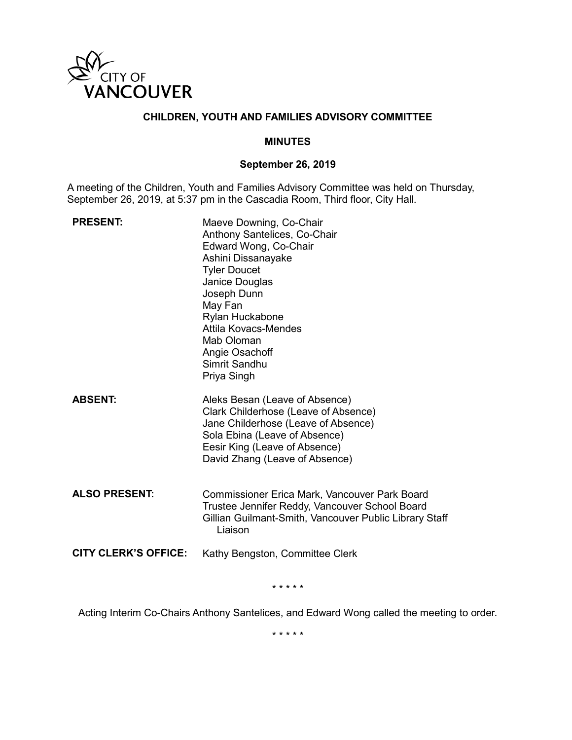CITY OF VANCOUVER

# CHILDREN, YOUTH AND FAMILIES ADVISORY COMMITTEE

## MINUTES

### September 26, 2019

A meeting of the Children, Youth and Families Advisory Committee was held on Thursday, September 26, 2019, at 5:37 pm in the Cascadia Room, Third floor, City Hall.

**PRESENT:**

Maeve Downing, Co-Chair
Anthony Santelices, Co-Chair
Edward Wong, Co-Chair
Ashini Dissanayake
Tyler Doucet
Janice Douglas
Joseph Dunn
May Fan
Rylan Huckabone
Attila Kovacs-Mendes
Mab Oloman
Angie Osachoff
Simrit Sandhu
Priya Singh

**ABSENT:**

Aleks Besan (Leave of Absence)
Clark Childerhose (Leave of Absence)
Jane Childerhose (Leave of Absence)
Sola Ebina (Leave of Absence)
Eesir King (Leave of Absence)
David Zhang (Leave of Absence)

**ALSO PRESENT:**

Commissioner Erica Mark, Vancouver Park Board
Trustee Jennifer Reddy, Vancouver School Board
Gillian Guilmant-Smith, Vancouver Public Library Staff Liaison

**CITY CLERK'S OFFICE:** Kathy Bengston, Committee Clerk

\* \* \* \* \*

Acting Interim Co-Chairs Anthony Santelices, and Edward Wong called the meeting to order.

\* \* \* \* \*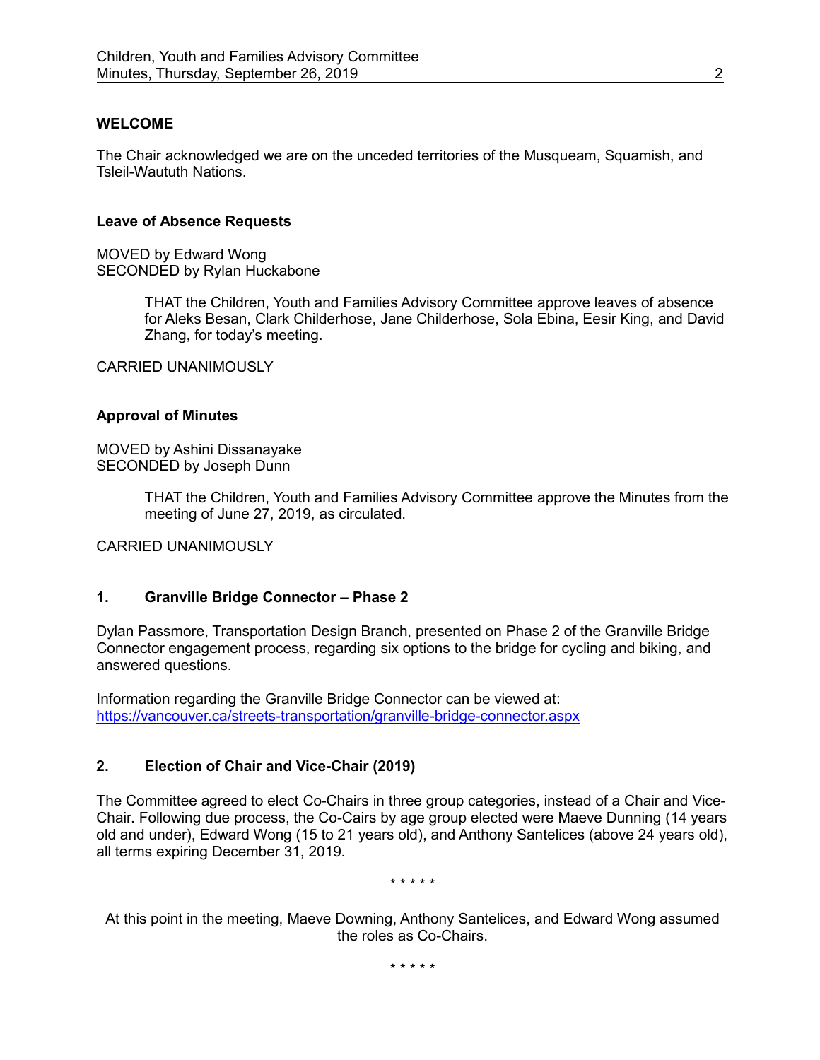**WELCOME**

The Chair acknowledged we are on the unceded territories of the Musqueam, Squamish, and Tsleil-Waututh Nations.

**Leave of Absence Requests**

MOVED by Edward Wong
SECONDED by Rylan Huckabone

> THAT the Children, Youth and Families Advisory Committee approve leaves of absence for Aleks Besan, Clark Childerhose, Jane Childerhose, Sola Ebina, Eesir King, and David Zhang, for today's meeting.

CARRIED UNANIMOUSLY

**Approval of Minutes**

MOVED by Ashini Dissanayake
SECONDED by Joseph Dunn

> THAT the Children, Youth and Families Advisory Committee approve the Minutes from the meeting of June 27, 2019, as circulated.

CARRIED UNANIMOUSLY

**1. Granville Bridge Connector – Phase 2**

Dylan Passmore, Transportation Design Branch, presented on Phase 2 of the Granville Bridge Connector engagement process, regarding six options to the bridge for cycling and biking, and answered questions.

Information regarding the Granville Bridge Connector can be viewed at:
https://vancouver.ca/streets-transportation/granville-bridge-connector.aspx

**2. Election of Chair and Vice-Chair (2019)**

The Committee agreed to elect Co-Chairs in three group categories, instead of a Chair and Vice-Chair. Following due process, the Co-Cairs by age group elected were Maeve Dunning (14 years old and under), Edward Wong (15 to 21 years old), and Anthony Santelices (above 24 years old), all terms expiring December 31, 2019.

\* \* \* \* \*

At this point in the meeting, Maeve Downing, Anthony Santelices, and Edward Wong assumed the roles as Co-Chairs.

\* \* \* \* \*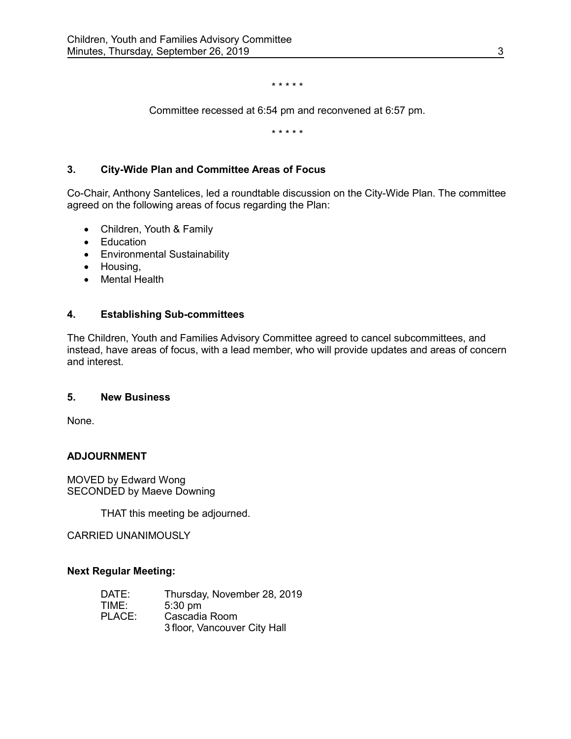\* \* \* \* \*

Committee recessed at 6:54 pm and reconvened at 6:57 pm.

\* \* \* \* \*

### 3. City-Wide Plan and Committee Areas of Focus

Co-Chair, Anthony Santelices, led a roundtable discussion on the City-Wide Plan. The committee agreed on the following areas of focus regarding the Plan:

- Children, Youth & Family
- Education
- Environmental Sustainability
- Housing,
- Mental Health

### 4. Establishing Sub-committees

The Children, Youth and Families Advisory Committee agreed to cancel subcommittees, and instead, have areas of focus, with a lead member, who will provide updates and areas of concern and interest.

### 5. New Business

None.

### ADJOURNMENT

MOVED by Edward Wong
SECONDED by Maeve Downing

THAT this meeting be adjourned.

CARRIED UNANIMOUSLY

### Next Regular Meeting:

DATE: Thursday, November 28, 2019
TIME: 5:30 pm
PLACE: Cascadia Room
3 floor, Vancouver City Hall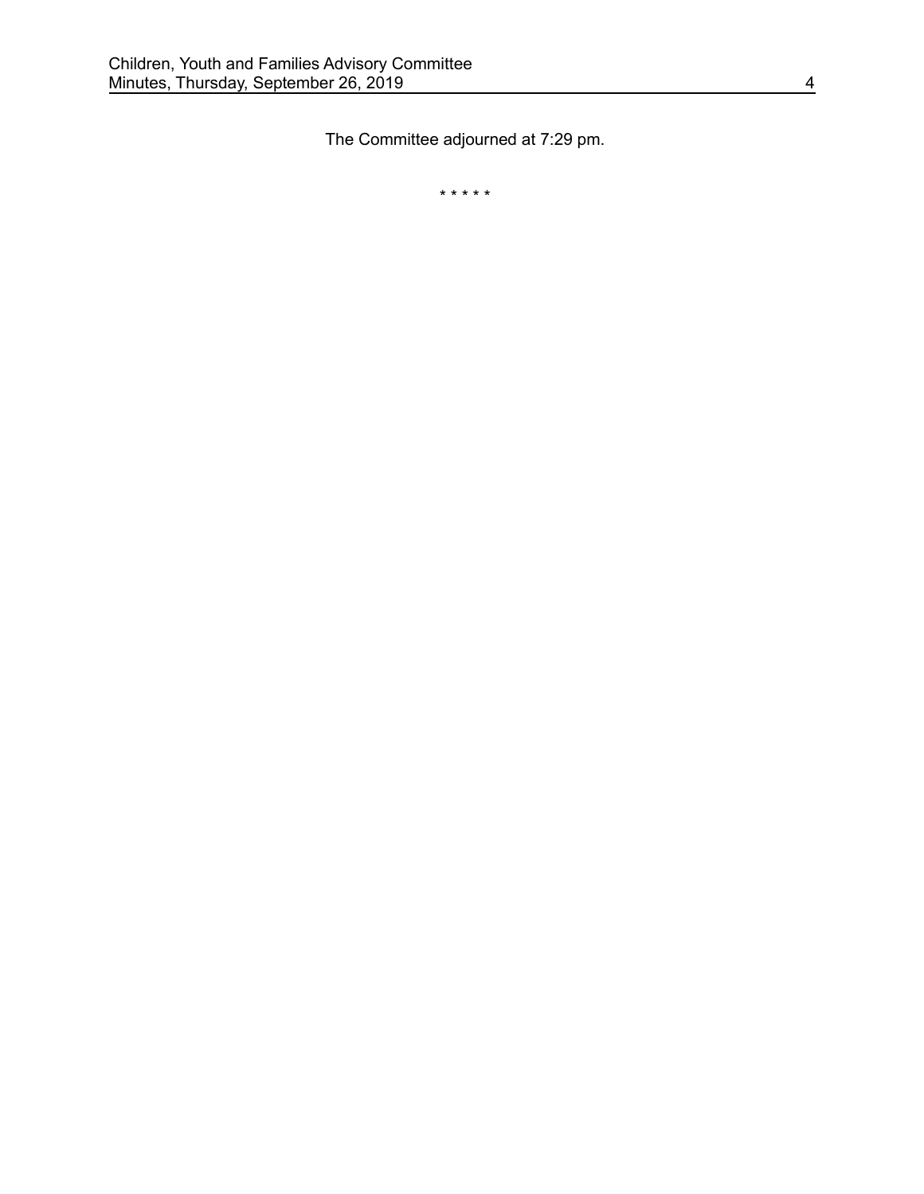The Committee adjourned at 7:29 pm.

* * * * *